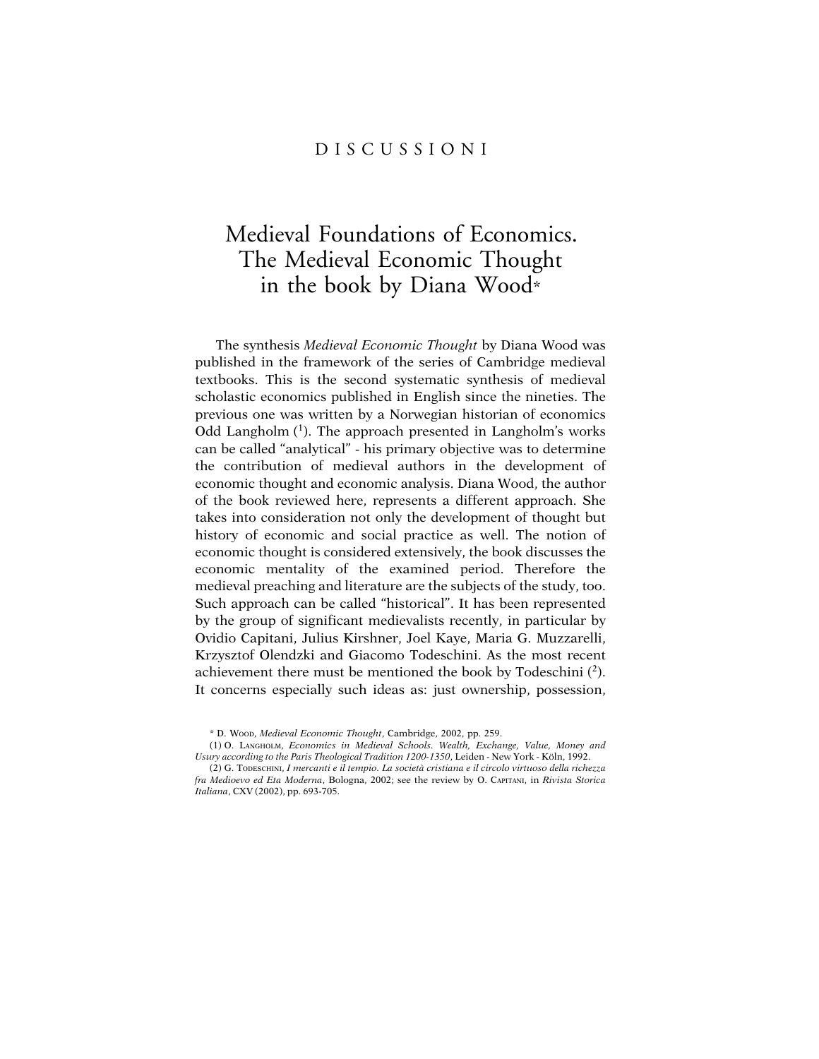DISCUSSIONI

# Medieval Foundations of Economics. The Medieval Economic Thought in the book by Diana Wood*

The synthesis *Medieval Economic Thought* by Diana Wood was published in the framework of the series of Cambridge medieval textbooks. This is the second systematic synthesis of medieval scholastic economics published in English since the nineties. The previous one was written by a Norwegian historian of economics Odd Langholm (1). The approach presented in Langholm's works can be called "analytical" - his primary objective was to determine the contribution of medieval authors in the development of economic thought and economic analysis. Diana Wood, the author of the book reviewed here, represents a different approach. She takes into consideration not only the development of thought but history of economic and social practice as well. The notion of economic thought is considered extensively, the book discusses the economic mentality of the examined period. Therefore the medieval preaching and literature are the subjects of the study, too. Such approach can be called "historical". It has been represented by the group of significant medievalists recently, in particular by Ovidio Capitani, Julius Kirshner, Joel Kaye, Maria G. Muzzarelli, Krzysztof Olendzki and Giacomo Todeschini. As the most recent achievement there must be mentioned the book by Todeschini (2). It concerns especially such ideas as: just ownership, possession,

---

\* D. Wood, *Medieval Economic Thought*, Cambridge, 2002, pp. 259.

(1) O. Langholm, *Economics in Medieval Schools. Wealth, Exchange, Value, Money and Usury according to the Paris Theological Tradition 1200-1350*, Leiden - New York - Köln, 1992.

(2) G. Todeschini, *I mercanti e il tempio. La società cristiana e il circolo virtuoso della richezza fra Medioevo ed Eta Moderna*, Bologna, 2002; see the review by O. Capitani, in *Rivista Storica Italiana*, CXV (2002), pp. 693-705.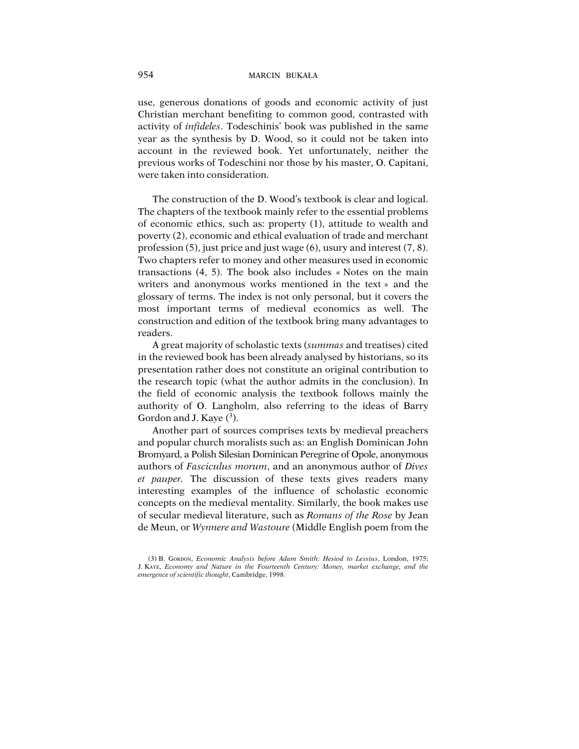use, generous donations of goods and economic activity of just Christian merchant benefiting to common good, contrasted with activity of *infideles*. Todeschinis' book was published in the same year as the synthesis by D. Wood, so it could not be taken into account in the reviewed book. Yet unfortunately, neither the previous works of Todeschini nor those by his master, O. Capitani, were taken into consideration.

The construction of the D. Wood's textbook is clear and logical. The chapters of the textbook mainly refer to the essential problems of economic ethics, such as: property (1), attitude to wealth and poverty (2), economic and ethical evaluation of trade and merchant profession (5), just price and just wage (6), usury and interest (7, 8). Two chapters refer to money and other measures used in economic transactions (4, 5). The book also includes « Notes on the main writers and anonymous works mentioned in the text » and the glossary of terms. The index is not only personal, but it covers the most important terms of medieval economics as well. The construction and edition of the textbook bring many advantages to readers.

A great majority of scholastic texts (*summas* and treatises) cited in the reviewed book has been already analysed by historians, so its presentation rather does not constitute an original contribution to the research topic (what the author admits in the conclusion). In the field of economic analysis the textbook follows mainly the authority of O. Langholm, also referring to the ideas of Barry Gordon and J. Kaye ([3]).

Another part of sources comprises texts by medieval preachers and popular church moralists such as: an English Dominican John Bromyard, a Polish Silesian Dominican Peregrine of Opole, anonymous authors of *Fasciculus morum*, and an anonymous author of *Dives et pauper*. The discussion of these texts gives readers many interesting examples of the influence of scholastic economic concepts on the medieval mentality. Similarly, the book makes use of secular medieval literature, such as *Romans of the Rose* by Jean de Meun, or *Wynnere and Wastoure* (Middle English poem from the

(3) B. Gordon, *Economic Analysis before Adam Smith: Hesiod to Lessius*, London, 1975; J. Kaye, *Economy and Nature in the Fourteenth Century: Money, market exchange, and the emergence of scientific thought*, Cambridge, 1998.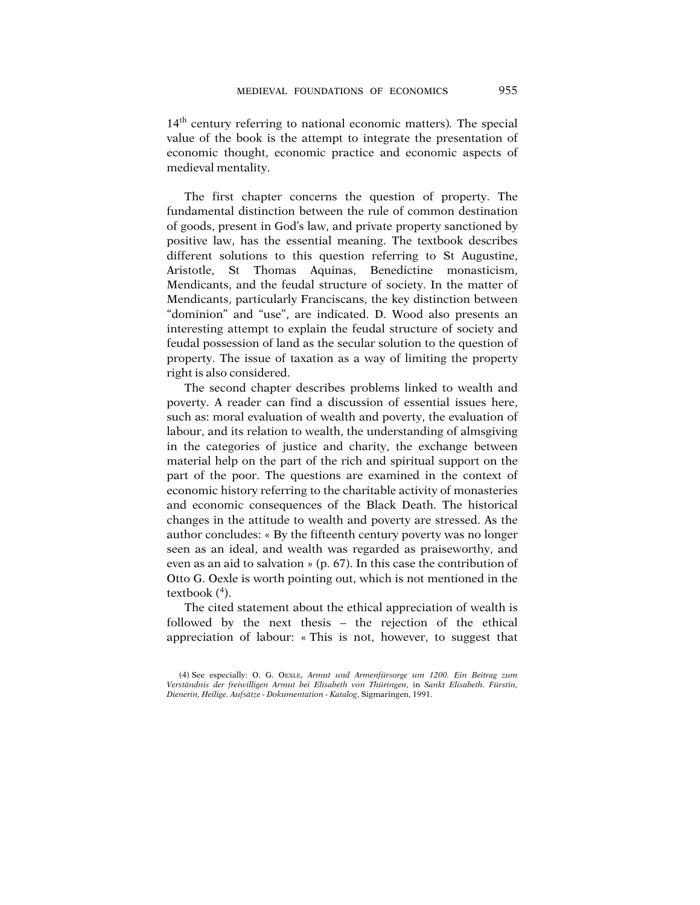14th century referring to national economic matters). The special value of the book is the attempt to integrate the presentation of economic thought, economic practice and economic aspects of medieval mentality.

The first chapter concerns the question of property. The fundamental distinction between the rule of common destination of goods, present in God's law, and private property sanctioned by positive law, has the essential meaning. The textbook describes different solutions to this question referring to St Augustine, Aristotle, St Thomas Aquinas, Benedictine monasticism, Mendicants, and the feudal structure of society. In the matter of Mendicants, particularly Franciscans, the key distinction between "dominion" and "use", are indicated. D. Wood also presents an interesting attempt to explain the feudal structure of society and feudal possession of land as the secular solution to the question of property. The issue of taxation as a way of limiting the property right is also considered.

The second chapter describes problems linked to wealth and poverty. A reader can find a discussion of essential issues here, such as: moral evaluation of wealth and poverty, the evaluation of labour, and its relation to wealth, the understanding of almsgiving in the categories of justice and charity, the exchange between material help on the part of the rich and spiritual support on the part of the poor. The questions are examined in the context of economic history referring to the charitable activity of monasteries and economic consequences of the Black Death. The historical changes in the attitude to wealth and poverty are stressed. As the author concludes: « By the fifteenth century poverty was no longer seen as an ideal, and wealth was regarded as praiseworthy, and even as an aid to salvation » (p. 67). In this case the contribution of Otto G. Oexle is worth pointing out, which is not mentioned in the textbook (4).

The cited statement about the ethical appreciation of wealth is followed by the next thesis – the rejection of the ethical appreciation of labour: « This is not, however, to suggest that

(4) See especially: O. G. Oexle, *Armut und Armenfürsorge um 1200. Ein Beitrag zum Verständnis der freiwilligen Armut bei Elisabeth von Thüringen*, in *Sankt Elisabeth. Fürstin, Dienerin, Heilige. Aufsätze - Dokumentation - Katalog*, Sigmaringen, 1991.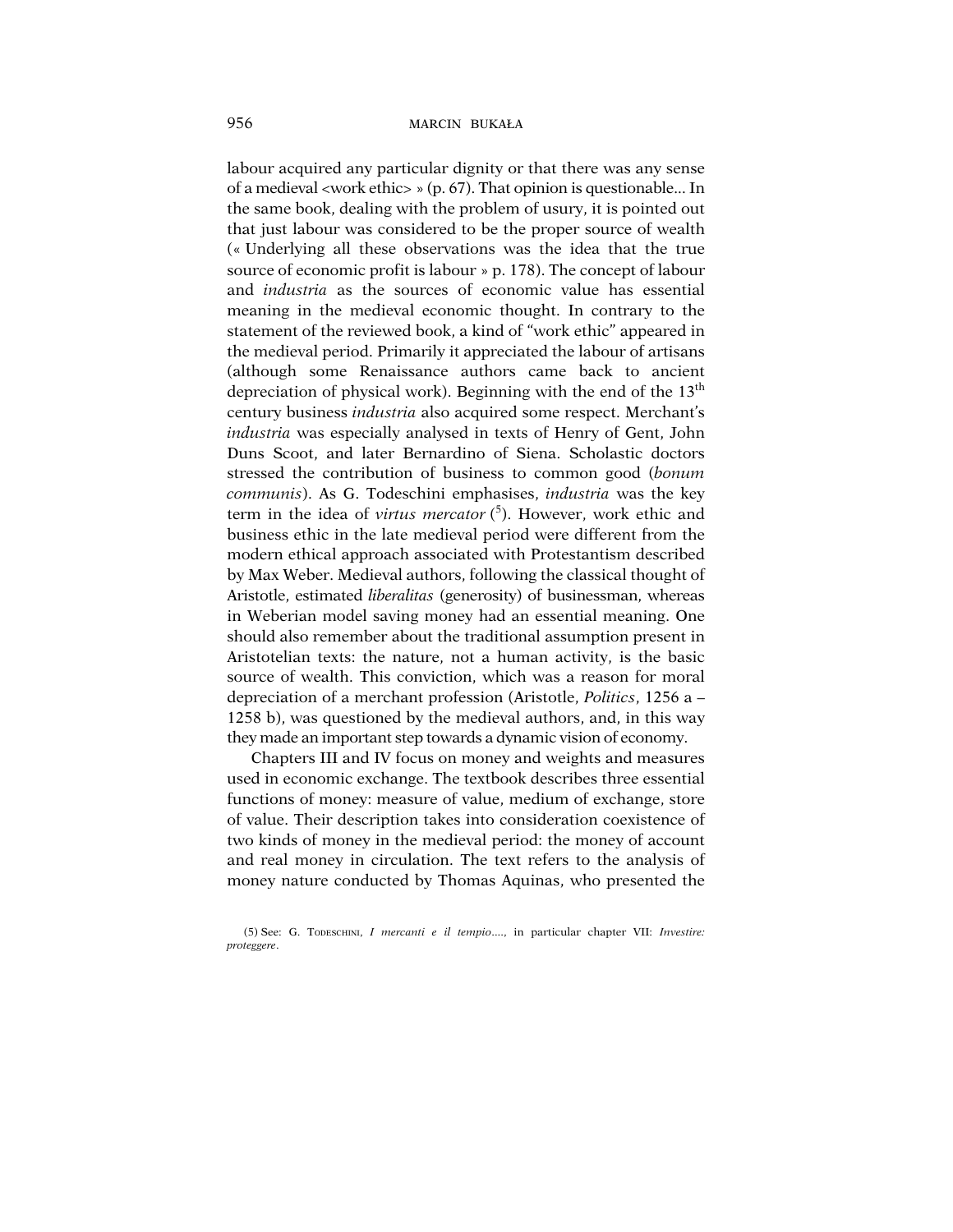labour acquired any particular dignity or that there was any sense of a medieval <work ethic> » (p. 67). That opinion is questionable... In the same book, dealing with the problem of usury, it is pointed out that just labour was considered to be the proper source of wealth (« Underlying all these observations was the idea that the true source of economic profit is labour » p. 178). The concept of labour and *industria* as the sources of economic value has essential meaning in the medieval economic thought. In contrary to the statement of the reviewed book, a kind of "work ethic" appeared in the medieval period. Primarily it appreciated the labour of artisans (although some Renaissance authors came back to ancient depreciation of physical work). Beginning with the end of the 13th century business *industria* also acquired some respect. Merchant's *industria* was especially analysed in texts of Henry of Gent, John Duns Scoot, and later Bernardino of Siena. Scholastic doctors stressed the contribution of business to common good (*bonum communis*). As G. Todeschini emphasises, *industria* was the key term in the idea of *virtus mercator* ([5]). However, work ethic and business ethic in the late medieval period were different from the modern ethical approach associated with Protestantism described by Max Weber. Medieval authors, following the classical thought of Aristotle, estimated *liberalitas* (generosity) of businessman, whereas in Weberian model saving money had an essential meaning. One should also remember about the traditional assumption present in Aristotelian texts: the nature, not a human activity, is the basic source of wealth. This conviction, which was a reason for moral depreciation of a merchant profession (Aristotle, *Politics*, 1256 a – 1258 b), was questioned by the medieval authors, and, in this way they made an important step towards a dynamic vision of economy.

Chapters III and IV focus on money and weights and measures used in economic exchange. The textbook describes three essential functions of money: measure of value, medium of exchange, store of value. Their description takes into consideration coexistence of two kinds of money in the medieval period: the money of account and real money in circulation. The text refers to the analysis of money nature conducted by Thomas Aquinas, who presented the

(5) See: G. Todeschini, *I mercanti e il tempio*...., in particular chapter VII: *Investire: proteggere*.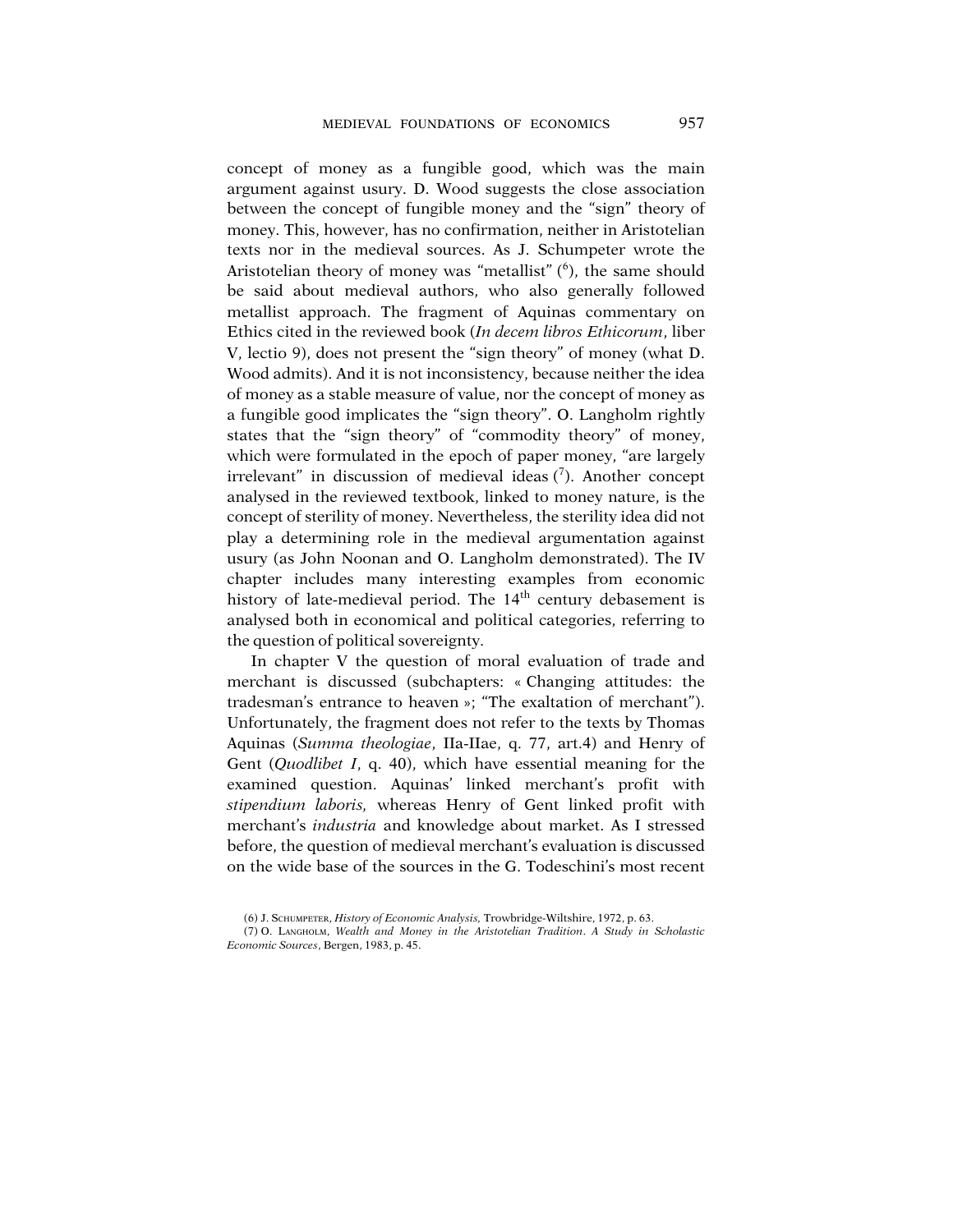concept of money as a fungible good, which was the main argument against usury. D. Wood suggests the close association between the concept of fungible money and the "sign" theory of money. This, however, has no confirmation, neither in Aristotelian texts nor in the medieval sources. As J. Schumpeter wrote the Aristotelian theory of money was "metallist" ([6]), the same should be said about medieval authors, who also generally followed metallist approach. The fragment of Aquinas commentary on Ethics cited in the reviewed book (*In decem libros Ethicorum*, liber V, lectio 9), does not present the "sign theory" of money (what D. Wood admits). And it is not inconsistency, because neither the idea of money as a stable measure of value, nor the concept of money as a fungible good implicates the "sign theory". O. Langholm rightly states that the "sign theory" of "commodity theory" of money, which were formulated in the epoch of paper money, "are largely irrelevant" in discussion of medieval ideas ([7]). Another concept analysed in the reviewed textbook, linked to money nature, is the concept of sterility of money. Nevertheless, the sterility idea did not play a determining role in the medieval argumentation against usury (as John Noonan and O. Langholm demonstrated). The IV chapter includes many interesting examples from economic history of late-medieval period. The 14th century debasement is analysed both in economical and political categories, referring to the question of political sovereignty.

In chapter V the question of moral evaluation of trade and merchant is discussed (subchapters: « Changing attitudes: the tradesman's entrance to heaven »; "The exaltation of merchant"). Unfortunately, the fragment does not refer to the texts by Thomas Aquinas (*Summa theologiae*, IIa-IIae, q. 77, art.4) and Henry of Gent (*Quodlibet I*, q. 40), which have essential meaning for the examined question. Aquinas' linked merchant's profit with *stipendium laboris,* whereas Henry of Gent linked profit with merchant's *industria* and knowledge about market. As I stressed before, the question of medieval merchant's evaluation is discussed on the wide base of the sources in the G. Todeschini's most recent

(6) J. Schumpeter, *History of Economic Analysis*, Trowbridge-Wiltshire, 1972, p. 63.

(7) O. Langholm, *Wealth and Money in the Aristotelian Tradition. A Study in Scholastic Economic Sources*, Bergen, 1983, p. 45.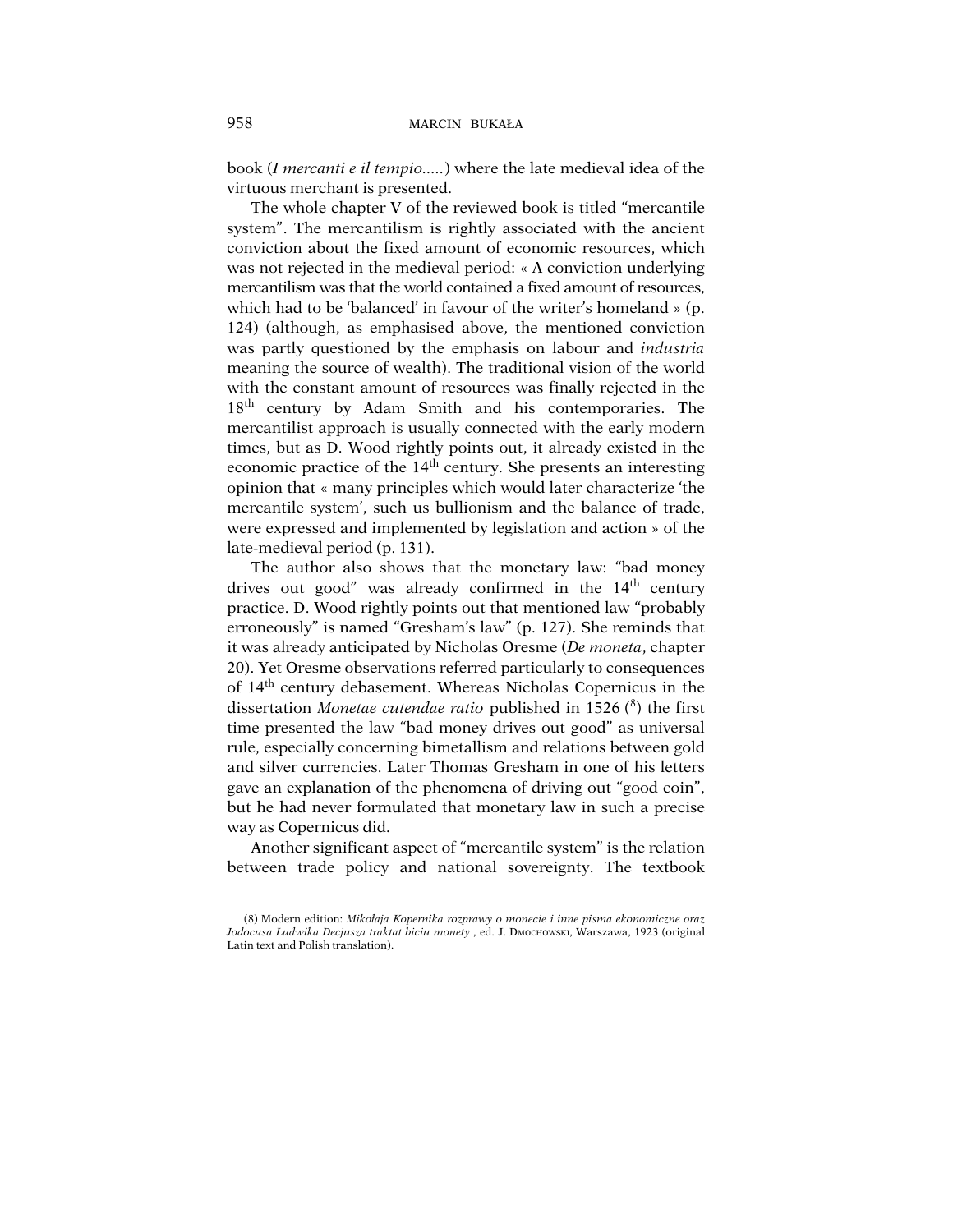book (*I mercanti e il tempio.....*) where the late medieval idea of the virtuous merchant is presented.

The whole chapter V of the reviewed book is titled “mercantile system”. The mercantilism is rightly associated with the ancient conviction about the fixed amount of economic resources, which was not rejected in the medieval period: « A conviction underlying mercantilism was that the world contained a fixed amount of resources, which had to be ‘balanced’ in favour of the writer’s homeland » (p. 124) (although, as emphasised above, the mentioned conviction was partly questioned by the emphasis on labour and *industria* meaning the source of wealth). The traditional vision of the world with the constant amount of resources was finally rejected in the 18th century by Adam Smith and his contemporaries. The mercantilist approach is usually connected with the early modern times, but as D. Wood rightly points out, it already existed in the economic practice of the 14th century. She presents an interesting opinion that « many principles which would later characterize ‘the mercantile system’, such us bullionism and the balance of trade, were expressed and implemented by legislation and action » of the late-medieval period (p. 131).

The author also shows that the monetary law: “bad money drives out good” was already confirmed in the 14th century practice. D. Wood rightly points out that mentioned law “probably erroneously” is named “Gresham’s law” (p. 127). She reminds that it was already anticipated by Nicholas Oresme (*De moneta*, chapter 20). Yet Oresme observations referred particularly to consequences of 14th century debasement. Whereas Nicholas Copernicus in the dissertation *Monetae cutendae ratio* published in 1526 ([8]) the first time presented the law “bad money drives out good” as universal rule, especially concerning bimetallism and relations between gold and silver currencies. Later Thomas Gresham in one of his letters gave an explanation of the phenomena of driving out “good coin”, but he had never formulated that monetary law in such a precise way as Copernicus did.

Another significant aspect of “mercantile system” is the relation between trade policy and national sovereignty. The textbook

(8) Modern edition: *Mikołaja Kopernika rozprawy o monecie i inne pisma ekonomiczne oraz Jodocusa Ludwika Decjusza traktat biciu monety* , ed. J. DMOCHOWSKI, Warszawa, 1923 (original Latin text and Polish translation).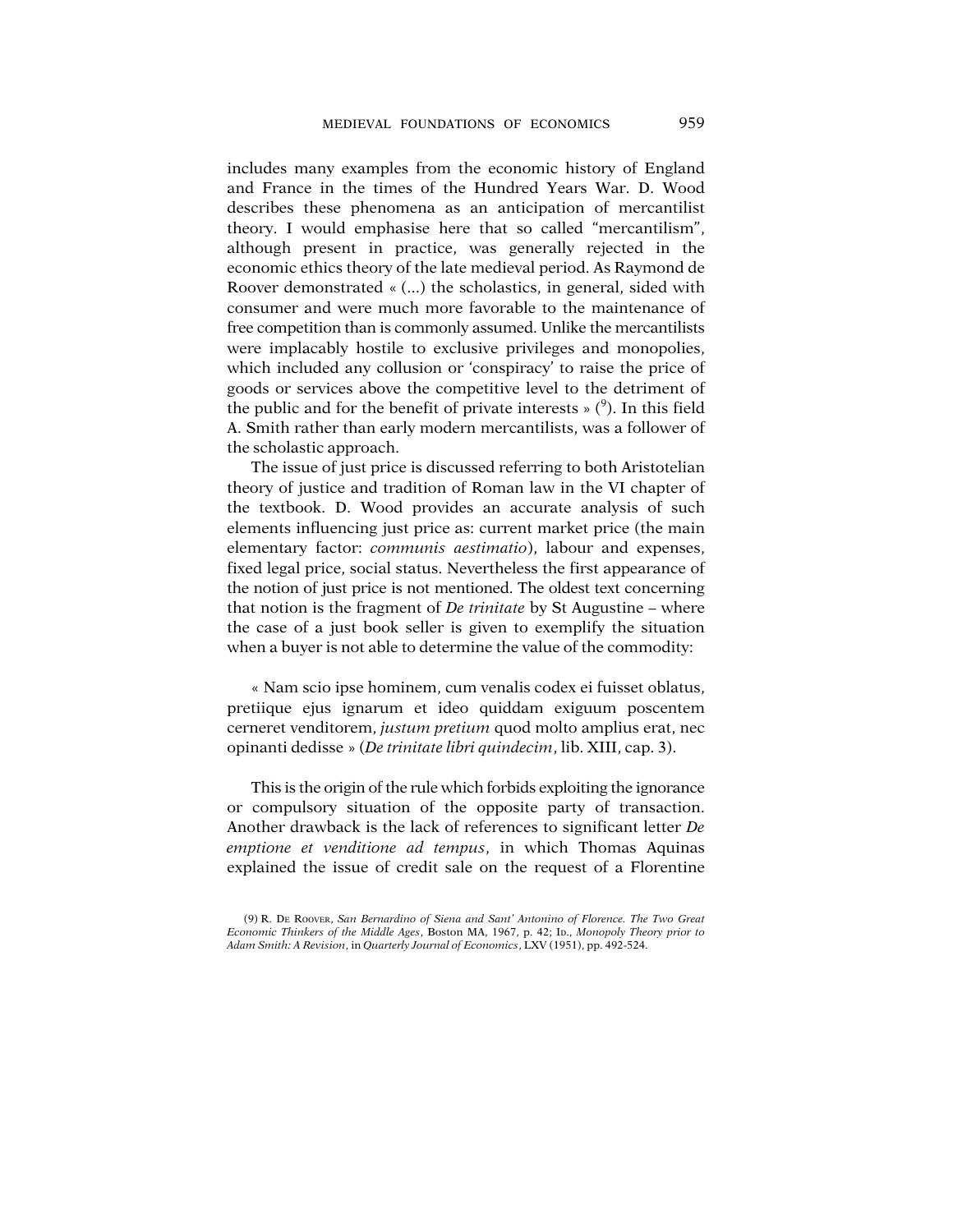includes many examples from the economic history of England and France in the times of the Hundred Years War. D. Wood describes these phenomena as an anticipation of mercantilist theory. I would emphasise here that so called "mercantilism", although present in practice, was generally rejected in the economic ethics theory of the late medieval period. As Raymond de Roover demonstrated « (...) the scholastics, in general, sided with consumer and were much more favorable to the maintenance of free competition than is commonly assumed. Unlike the mercantilists were implacably hostile to exclusive privileges and monopolies, which included any collusion or 'conspiracy' to raise the price of goods or services above the competitive level to the detriment of the public and for the benefit of private interests » ([9]). In this field A. Smith rather than early modern mercantilists, was a follower of the scholastic approach.

The issue of just price is discussed referring to both Aristotelian theory of justice and tradition of Roman law in the VI chapter of the textbook. D. Wood provides an accurate analysis of such elements influencing just price as: current market price (the main elementary factor: *communis aestimatio*), labour and expenses, fixed legal price, social status. Nevertheless the first appearance of the notion of just price is not mentioned. The oldest text concerning that notion is the fragment of *De trinitate* by St Augustine – where the case of a just book seller is given to exemplify the situation when a buyer is not able to determine the value of the commodity:

« Nam scio ipse hominem, cum venalis codex ei fuisset oblatus, pretiique ejus ignarum et ideo quiddam exiguum poscentem cerneret venditorem, *justum pretium* quod molto amplius erat, nec opinanti dedisse » (*De trinitate libri quindecim*, lib. XIII, cap. 3).

This is the origin of the rule which forbids exploiting the ignorance or compulsory situation of the opposite party of transaction. Another drawback is the lack of references to significant letter *De emptione et venditione ad tempus*, in which Thomas Aquinas explained the issue of credit sale on the request of a Florentine

(9) R. De Roover, *San Bernardino of Siena and Sant' Antonino of Florence. The Two Great Economic Thinkers of the Middle Ages*, Boston MA, 1967, p. 42; Id., *Monopoly Theory prior to Adam Smith: A Revision*, in *Quarterly Journal of Economics*, LXV (1951), pp. 492-524.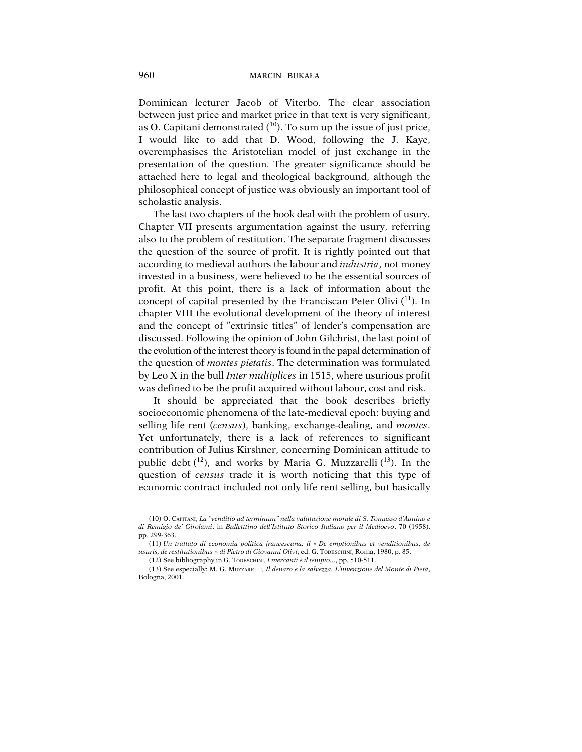Dominican lecturer Jacob of Viterbo. The clear association between just price and market price in that text is very significant, as O. Capitani demonstrated ([10]). To sum up the issue of just price, I would like to add that D. Wood, following the J. Kaye, overemphasises the Aristotelian model of just exchange in the presentation of the question. The greater significance should be attached here to legal and theological background, although the philosophical concept of justice was obviously an important tool of scholastic analysis.

The last two chapters of the book deal with the problem of usury. Chapter VII presents argumentation against the usury, referring also to the problem of restitution. The separate fragment discusses the question of the source of profit. It is rightly pointed out that according to medieval authors the labour and *industria*, not money invested in a business, were believed to be the essential sources of profit. At this point, there is a lack of information about the concept of capital presented by the Franciscan Peter Olivi ([11]). In chapter VIII the evolutional development of the theory of interest and the concept of "extrinsic titles" of lender's compensation are discussed. Following the opinion of John Gilchrist, the last point of the evolution of the interest theory is found in the papal determination of the question of *montes pietatis*. The determination was formulated by Leo X in the bull *Inter multiplices* in 1515, where usurious profit was defined to be the profit acquired without labour, cost and risk.

It should be appreciated that the book describes briefly socioeconomic phenomena of the late-medieval epoch: buying and selling life rent (*census*), banking, exchange-dealing, and *montes*. Yet unfortunately, there is a lack of references to significant contribution of Julius Kirshner, concerning Dominican attitude to public debt ([12]), and works by Maria G. Muzzarelli ([13]). In the question of *census* trade it is worth noticing that this type of economic contract included not only life rent selling, but basically

(10) O. Capitani, *La "venditio ad terminum" nella valutazione morale di S. Tomasso d'Aquino e di Remigio de' Girolami*, in *Bulletttino dell'Istituto Storico Italiano per il Medioevo*, 70 (1958), pp. 299-363.

(11) *Un trattato di economia politica francescana: il « De emptionibus et venditionibus, de usuris, de restitutionibus » di Pietro di Giovanni Olivi*, ed. G. Todeschini, Roma, 1980, p. 85.

(12) See bibliography in G. Todeschini, *I mercanti e il tempio...*, pp. 510-511.

(13) See especially: M. G. Muzzarelli, *Il denaro e la salvezza. L'invenzione del Monte di Pietà*, Bologna, 2001.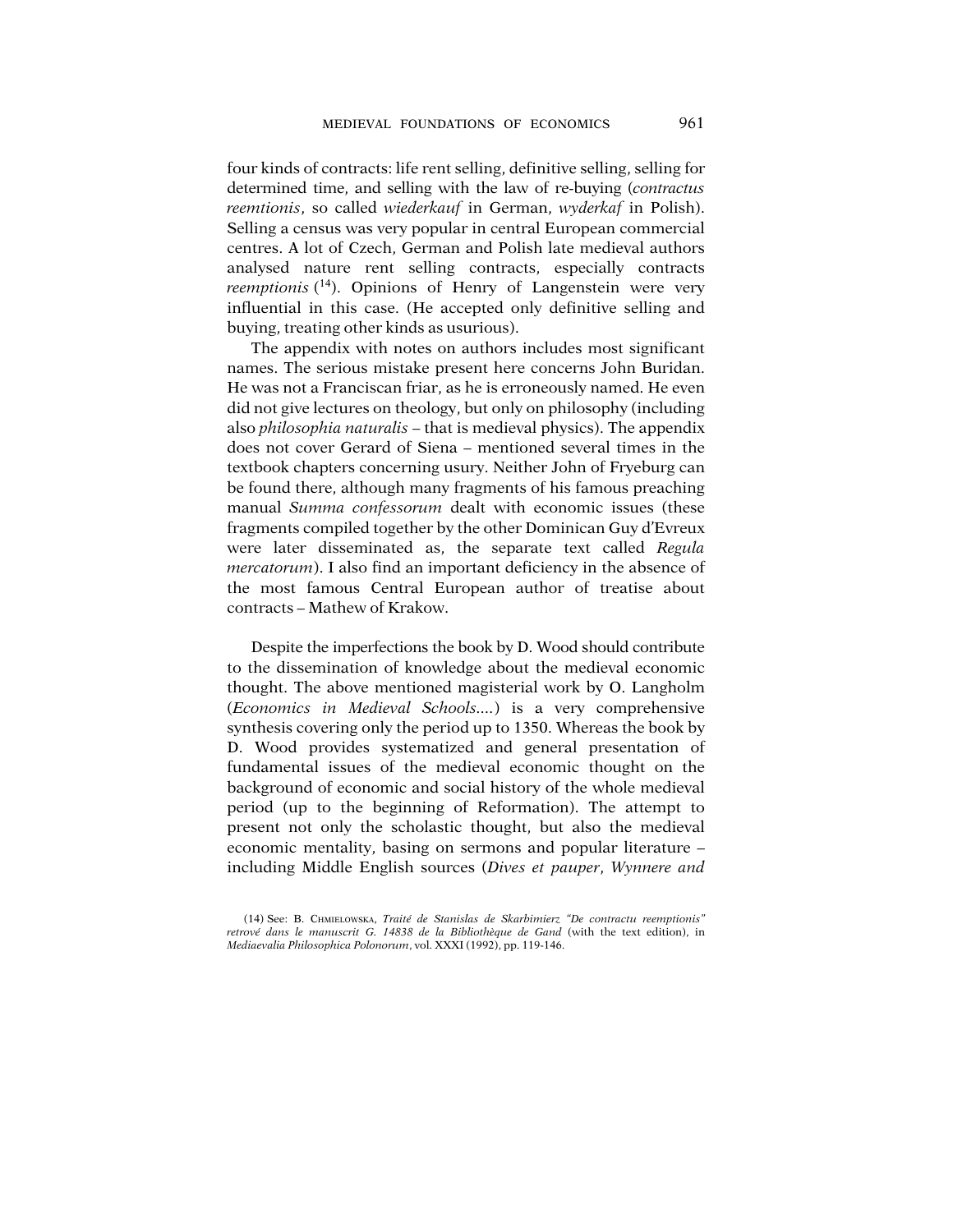four kinds of contracts: life rent selling, definitive selling, selling for determined time, and selling with the law of re-buying (*contractus reemtionis*, so called *wiederkauf* in German, *wyderkaf* in Polish). Selling a census was very popular in central European commercial centres. A lot of Czech, German and Polish late medieval authors analysed nature rent selling contracts, especially contracts *reemptionis* (14). Opinions of Henry of Langenstein were very influential in this case. (He accepted only definitive selling and buying, treating other kinds as usurious).

The appendix with notes on authors includes most significant names. The serious mistake present here concerns John Buridan. He was not a Franciscan friar, as he is erroneously named. He even did not give lectures on theology, but only on philosophy (including also *philosophia naturalis* – that is medieval physics). The appendix does not cover Gerard of Siena – mentioned several times in the textbook chapters concerning usury. Neither John of Fryeburg can be found there, although many fragments of his famous preaching manual *Summa confessorum* dealt with economic issues (these fragments compiled together by the other Dominican Guy d'Evreux were later disseminated as, the separate text called *Regula mercatorum*). I also find an important deficiency in the absence of the most famous Central European author of treatise about contracts – Mathew of Krakow.

Despite the imperfections the book by D. Wood should contribute to the dissemination of knowledge about the medieval economic thought. The above mentioned magisterial work by O. Langholm (*Economics in Medieval Schools....*) is a very comprehensive synthesis covering only the period up to 1350. Whereas the book by D. Wood provides systematized and general presentation of fundamental issues of the medieval economic thought on the background of economic and social history of the whole medieval period (up to the beginning of Reformation). The attempt to present not only the scholastic thought, but also the medieval economic mentality, basing on sermons and popular literature – including Middle English sources (*Dives et pauper*, *Wynnere and*

(14) See: B. Chmielowska, *Traité de Stanislas de Skarbimierz "De contractu reemptionis" retrové dans le manuscrit G. 14838 de la Bibliothèque de Gand* (with the text edition), in *Mediaevalia Philosophica Polonorum*, vol. XXXI (1992), pp. 119-146.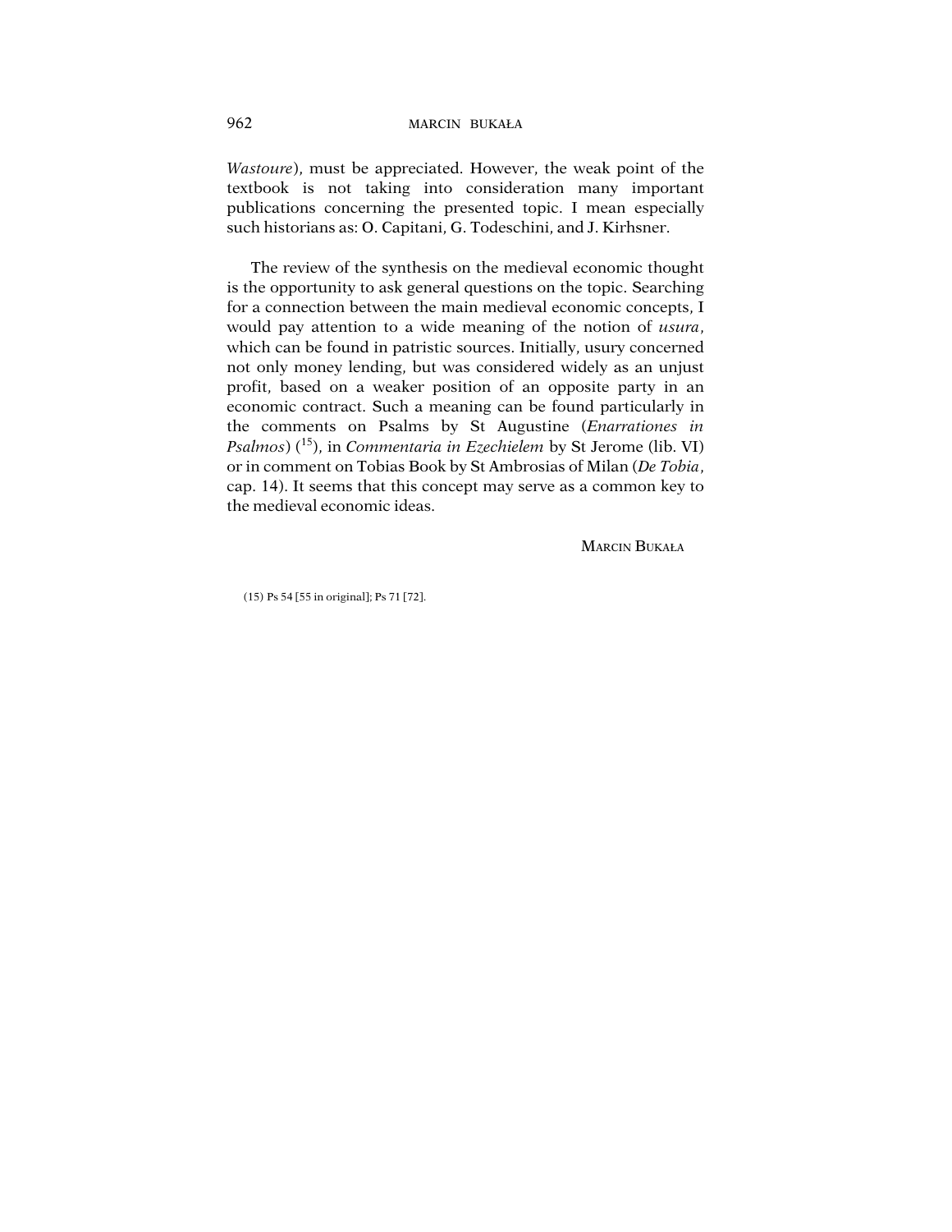*Wastoure*), must be appreciated. However, the weak point of the textbook is not taking into consideration many important publications concerning the presented topic. I mean especially such historians as: O. Capitani, G. Todeschini, and J. Kirhsner.

The review of the synthesis on the medieval economic thought is the opportunity to ask general questions on the topic. Searching for a connection between the main medieval economic concepts, I would pay attention to a wide meaning of the notion of *usura*, which can be found in patristic sources. Initially, usury concerned not only money lending, but was considered widely as an unjust profit, based on a weaker position of an opposite party in an economic contract. Such a meaning can be found particularly in the comments on Psalms by St Augustine (*Enarrationes in Psalmos*) ([15]), in *Commentaria in Ezechielem* by St Jerome (lib. VI) or in comment on Tobias Book by St Ambrosias of Milan (*De Tobia*, cap. 14). It seems that this concept may serve as a common key to the medieval economic ideas.

MARCIN BUKAŁA

(15) Ps 54 [55 in original]; Ps 71 [72].